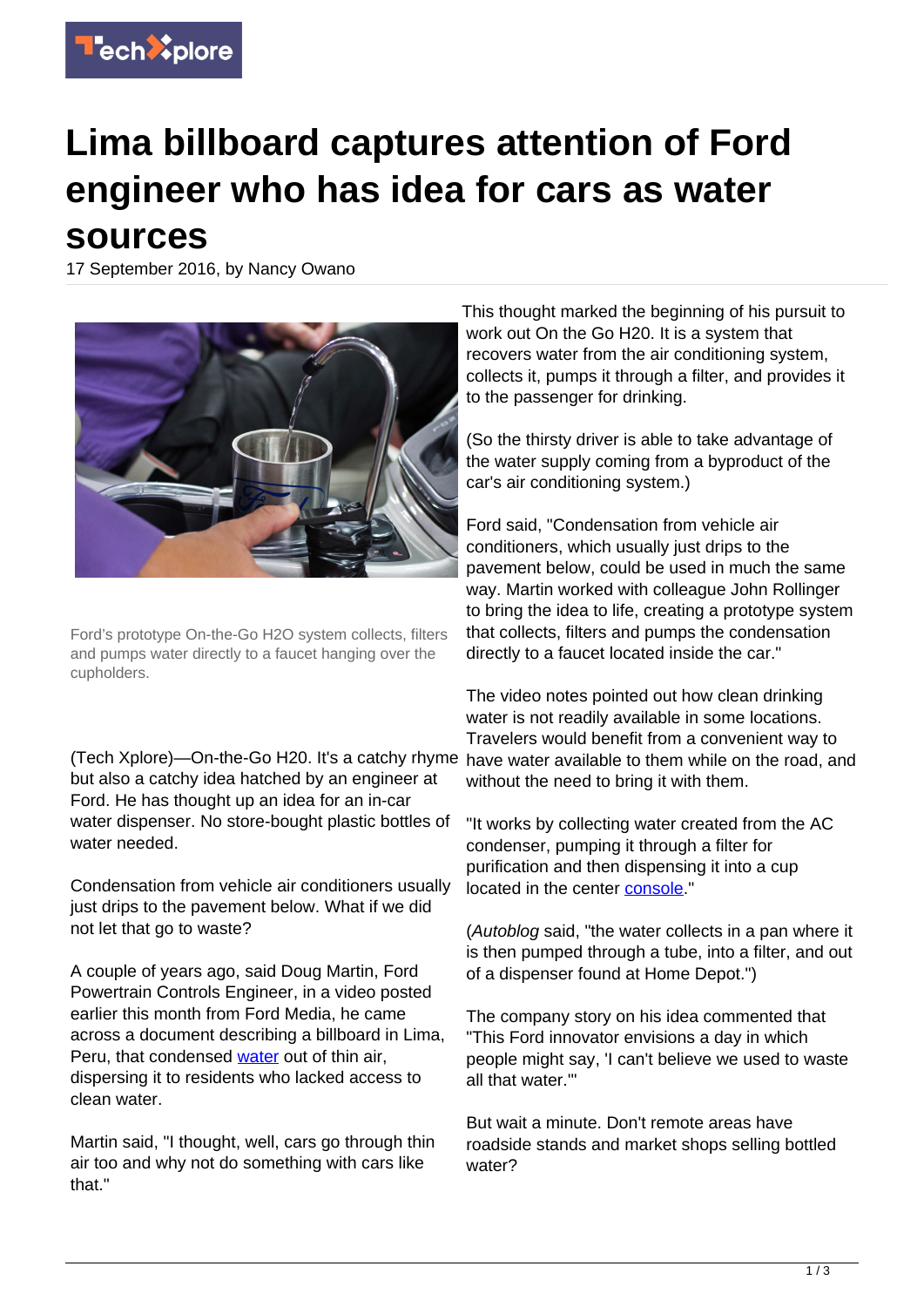# Lima billboard captures attention of Ford engineer who has idea for cars as water sources

17 September 2016, by Nancy Owano

Ford's prototype On-the-Go H2O system collects, filters and pumps water directly to a faucet hanging over the cupholders.

(Tech Xplore)—On-the-Go H20. It's a catchy rhyme but also a catchy idea hatched by an engineer at Ford. He has thought up an idea for an in-car water dispenser. No store-bought plastic bottles of water needed.

Condensation from vehicle air conditioners usually just drips to the pavement below. What if we did not let that go to waste?

A couple of years ago, said Doug Martin, Ford Powertrain Controls Engineer, in a video posted earlier this month from Ford Media, he came across a document describing a billboard in Lima, Peru, that condensed water out of thin air, dispersing it to residents who lacked access to clean water.

Martin said, "I thought, well, cars go through thin air too and why not do something with cars like that."

This thought marked the beginning of his pursuit to work out On the Go H20. It is a system that recovers water from the air conditioning system, collects it, pumps it through a filter, and provides it to the passenger for drinking.

(So the thirsty driver is able to take advantage of the water supply coming from a byproduct of the car's air conditioning system.)

Ford said, "Condensation from vehicle air conditioners, which usually just drips to the pavement below, could be used in much the same way. Martin worked with colleague John Rollinger to bring the idea to life, creating a prototype system that collects, filters and pumps the condensation directly to a faucet located inside the car."

The video notes pointed out how clean drinking water is not readily available in some locations. Travelers would benefit from a convenient way to have water available to them while on the road, and without the need to bring it with them.

"It works by collecting water created from the AC condenser, pumping it through a filter for purification and then dispensing it into a cup located in the center console."

(*Autoblog* said, "the water collects in a pan where it is then pumped through a tube, into a filter, and out of a dispenser found at Home Depot.")

The company story on his idea commented that "This Ford innovator envisions a day in which people might say, 'I can't believe we used to waste all that water.'"

But wait a minute. Don't remote areas have roadside stands and market shops selling bottled water?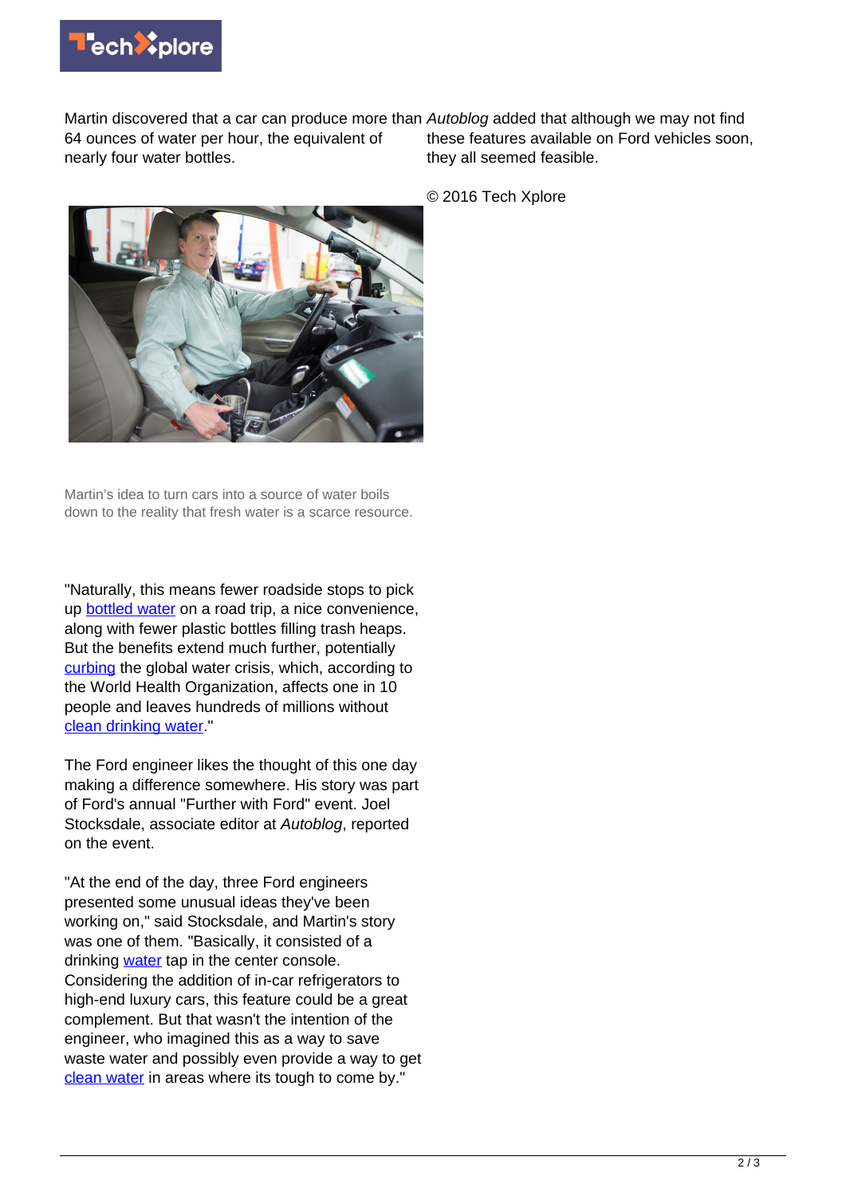Martin discovered that a car can produce more than 64 ounces of water per hour, the equivalent of nearly four water bottles.

Martin's idea to turn cars into a source of water boils down to the reality that fresh water is a scarce resource.

"Naturally, this means fewer roadside stops to pick up bottled water on a road trip, a nice convenience, along with fewer plastic bottles filling trash heaps. But the benefits extend much further, potentially curbing the global water crisis, which, according to the World Health Organization, affects one in 10 people and leaves hundreds of millions without clean drinking water."

The Ford engineer likes the thought of this one day making a difference somewhere. His story was part of Ford's annual "Further with Ford" event. Joel Stocksdale, associate editor at *Autoblog*, reported on the event.

"At the end of the day, three Ford engineers presented some unusual ideas they've been working on," said Stocksdale, and Martin's story was one of them. "Basically, it consisted of a drinking water tap in the center console. Considering the addition of in-car refrigerators to high-end luxury cars, this feature could be a great complement. But that wasn't the intention of the engineer, who imagined this as a way to save waste water and possibly even provide a way to get clean water in areas where its tough to come by."

*Autoblog* added that although we may not find these features available on Ford vehicles soon, they all seemed feasible.

© 2016 Tech Xplore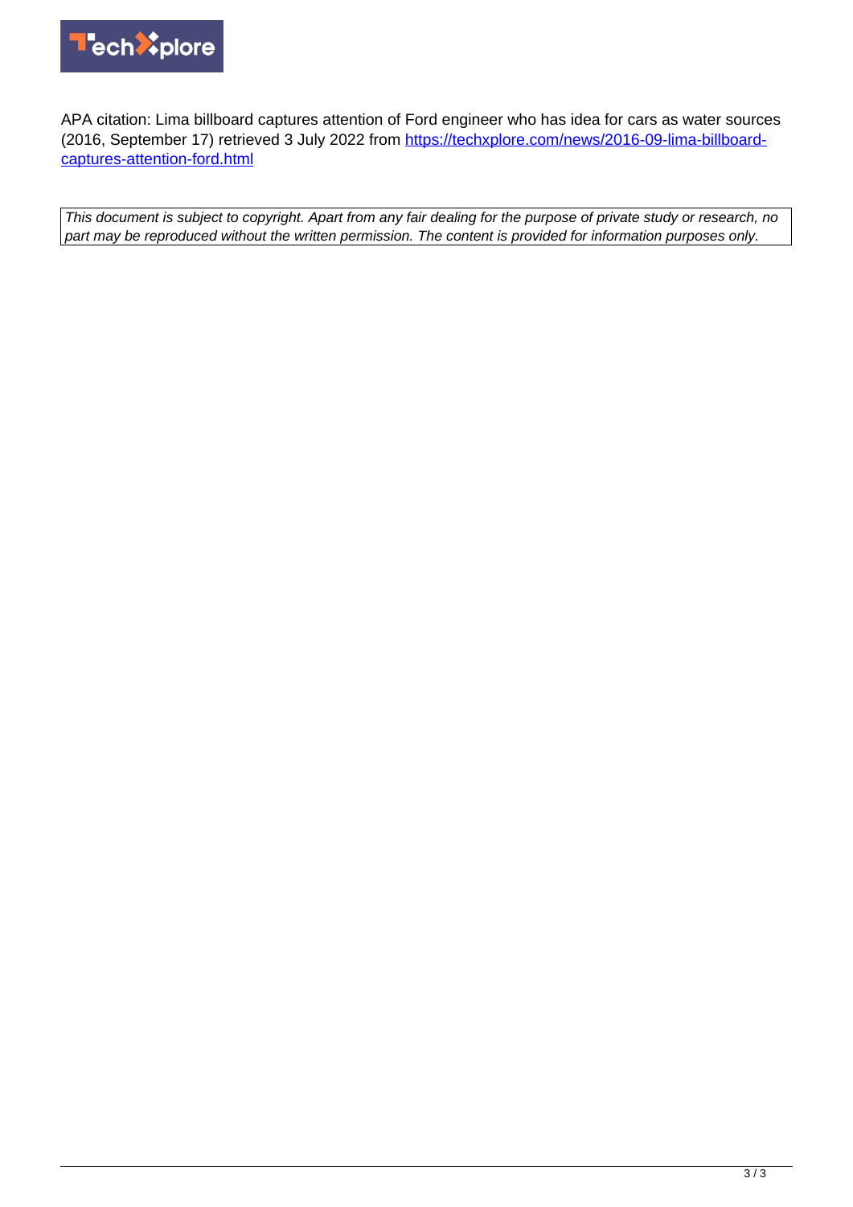APA citation: Lima billboard captures attention of Ford engineer who has idea for cars as water sources (2016, September 17) retrieved 3 July 2022 from [https://techxplore.com/news/2016-09-lima-billboard-captures-attention-ford.html](https://techxplore.com/news/2016-09-lima-billboard-captures-attention-ford.html)

*This document is subject to copyright. Apart from any fair dealing for the purpose of private study or research, no part may be reproduced without the written permission. The content is provided for information purposes only.*